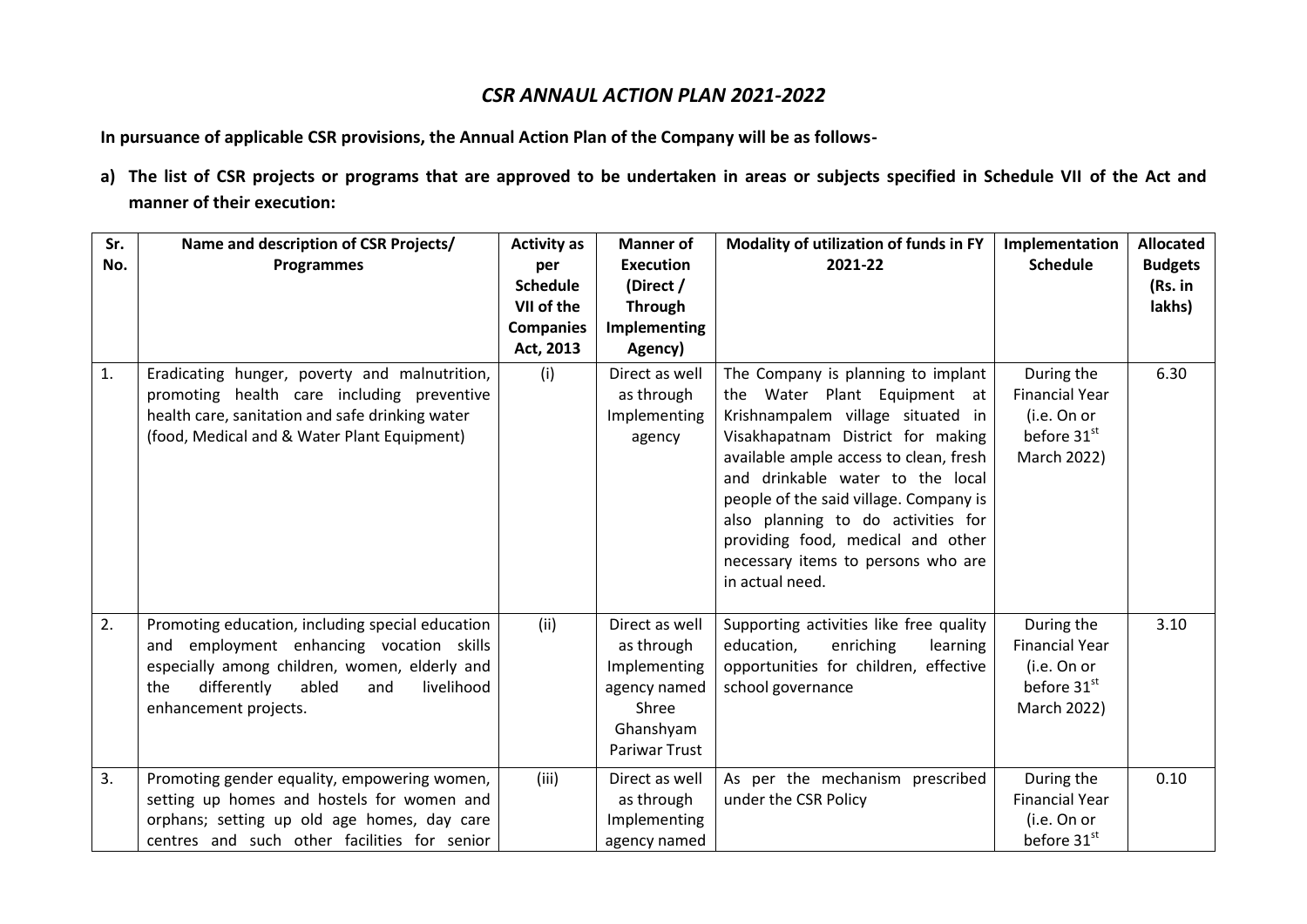# *CSR ANNAUL ACTION PLAN 2021-2022*

**In pursuance of applicable CSR provisions, the Annual Action Plan of the Company will be as follows-**

**a) The list of CSR projects or programs that are approved to be undertaken in areas or subjects specified in Schedule VII of the Act and manner of their execution:**

| Sr. No. | Name and description of CSR Projects/ Programmes | Activity as per Schedule VII of the Companies Act, 2013 | Manner of Execution (Direct / Through Implementing Agency) | Modality of utilization of funds in FY 2021-22 | Implementation Schedule | Allocated Budgets (Rs. in lakhs) |
|---|---|---|---|---|---|---|
| 1. | Eradicating hunger, poverty and malnutrition, promoting health care including preventive health care, sanitation and safe drinking water (food, Medical and & Water Plant Equipment) | (i) | Direct as well as through Implementing agency | The Company is planning to implant the Water Plant Equipment at Krishnampalem village situated in Visakhapatnam District for making available ample access to clean, fresh and drinkable water to the local people of the said village. Company is also planning to do activities for providing food, medical and other necessary items to persons who are in actual need. | During the Financial Year (i.e. On or before 31st March 2022) | 6.30 |
| 2. | Promoting education, including special education and employment enhancing vocation skills especially among children, women, elderly and the differently abled and livelihood enhancement projects. | (ii) | Direct as well as through Implementing agency named Shree Ghanshyam Pariwar Trust | Supporting activities like free quality education, enriching learning opportunities for children, effective school governance | During the Financial Year (i.e. On or before 31st March 2022) | 3.10 |
| 3. | Promoting gender equality, empowering women, setting up homes and hostels for women and orphans; setting up old age homes, day care centres and such other facilities for senior | (iii) | Direct as well as through Implementing agency named | As per the mechanism prescribed under the CSR Policy | During the Financial Year (i.e. On or before 31st | 0.10 |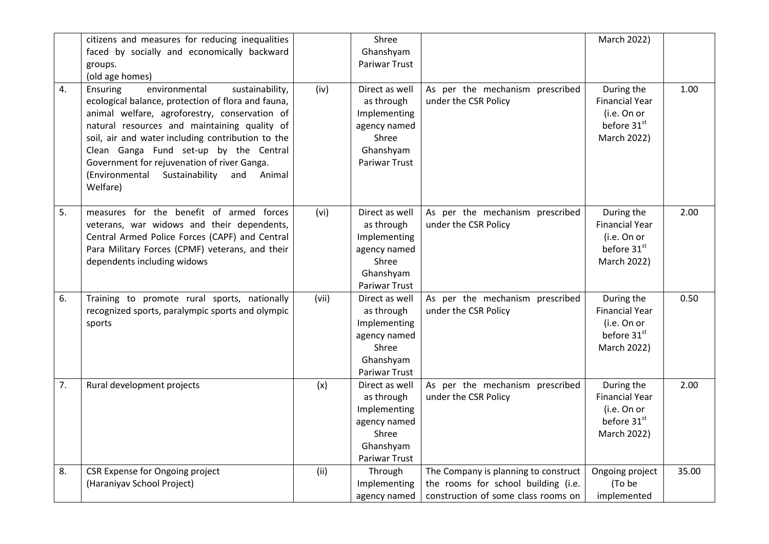| | | | | | | |
|---|---|---|---|---|---|---|
| | citizens and measures for reducing inequalities faced by socially and economically backward groups. (old age homes) | | Shree Ghanshyam Pariwar Trust | | March 2022) | |
| 4. | Ensuring environmental sustainability, ecological balance, protection of flora and fauna, animal welfare, agroforestry, conservation of natural resources and maintaining quality of soil, air and water including contribution to the Clean Ganga Fund set-up by the Central Government for rejuvenation of river Ganga. (Environmental Sustainability and Animal Welfare) | (iv) | Direct as well as through Implementing agency named Shree Ghanshyam Pariwar Trust | As per the mechanism prescribed under the CSR Policy | During the Financial Year (i.e. On or before 31st March 2022) | 1.00 |
| 5. | measures for the benefit of armed forces veterans, war widows and their dependents, Central Armed Police Forces (CAPF) and Central Para Military Forces (CPMF) veterans, and their dependents including widows | (vi) | Direct as well as through Implementing agency named Shree Ghanshyam Pariwar Trust | As per the mechanism prescribed under the CSR Policy | During the Financial Year (i.e. On or before 31st March 2022) | 2.00 |
| 6. | Training to promote rural sports, nationally recognized sports, paralympic sports and olympic sports | (vii) | Direct as well as through Implementing agency named Shree Ghanshyam Pariwar Trust | As per the mechanism prescribed under the CSR Policy | During the Financial Year (i.e. On or before 31st March 2022) | 0.50 |
| 7. | Rural development projects | (x) | Direct as well as through Implementing agency named Shree Ghanshyam Pariwar Trust | As per the mechanism prescribed under the CSR Policy | During the Financial Year (i.e. On or before 31st March 2022) | 2.00 |
| 8. | CSR Expense for Ongoing project (Haraniyav School Project) | (ii) | Through Implementing agency named | The Company is planning to construct the rooms for school building (i.e. construction of some class rooms on | Ongoing project (To be implemented | 35.00 |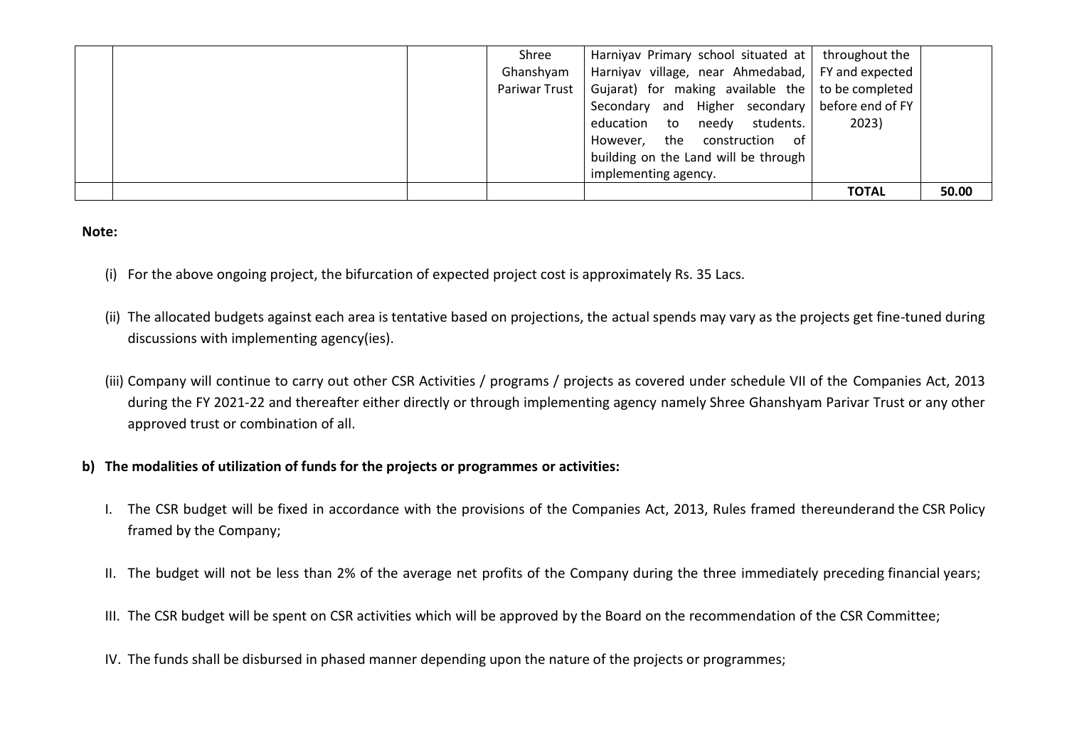|  |  |  | Shree Ghanshyam Pariwar Trust | Harniyav Primary school situated at Harniyav village, near Ahmedabad, Gujarat) for making available the Secondary and Higher secondary education to needy students. However, the construction of building on the Land will be through implementing agency. | throughout the FY and expected to be completed before end of FY 2023) |  |
|---|---|---|---|---|---|---|
|  |  |  |  |  | **TOTAL** | **50.00** |

**Note:**

(i) For the above ongoing project, the bifurcation of expected project cost is approximately Rs. 35 Lacs.

(ii) The allocated budgets against each area is tentative based on projections, the actual spends may vary as the projects get fine-tuned during discussions with implementing agency(ies).

(iii) Company will continue to carry out other CSR Activities / programs / projects as covered under schedule VII of the Companies Act, 2013 during the FY 2021-22 and thereafter either directly or through implementing agency namely Shree Ghanshyam Parivar Trust or any other approved trust or combination of all.

**b) The modalities of utilization of funds for the projects or programmes or activities:**

I. The CSR budget will be fixed in accordance with the provisions of the Companies Act, 2013, Rules framed thereunderand the CSR Policy framed by the Company;

II. The budget will not be less than 2% of the average net profits of the Company during the three immediately preceding financial years;

III. The CSR budget will be spent on CSR activities which will be approved by the Board on the recommendation of the CSR Committee;

IV. The funds shall be disbursed in phased manner depending upon the nature of the projects or programmes;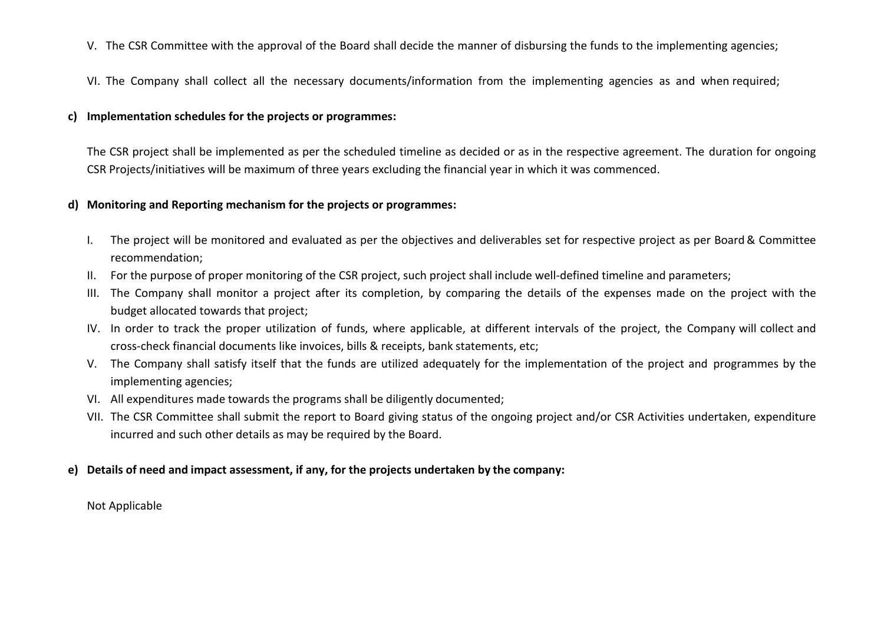V. The CSR Committee with the approval of the Board shall decide the manner of disbursing the funds to the implementing agencies;

VI. The Company shall collect all the necessary documents/information from the implementing agencies as and when required;

**c) Implementation schedules for the projects or programmes:**

The CSR project shall be implemented as per the scheduled timeline as decided or as in the respective agreement. The duration for ongoing CSR Projects/initiatives will be maximum of three years excluding the financial year in which it was commenced.

**d) Monitoring and Reporting mechanism for the projects or programmes:**

I. The project will be monitored and evaluated as per the objectives and deliverables set for respective project as per Board & Committee recommendation;

II. For the purpose of proper monitoring of the CSR project, such project shall include well-defined timeline and parameters;

III. The Company shall monitor a project after its completion, by comparing the details of the expenses made on the project with the budget allocated towards that project;

IV. In order to track the proper utilization of funds, where applicable, at different intervals of the project, the Company will collect and cross-check financial documents like invoices, bills & receipts, bank statements, etc;

V. The Company shall satisfy itself that the funds are utilized adequately for the implementation of the project and programmes by the implementing agencies;

VI. All expenditures made towards the programs shall be diligently documented;

VII. The CSR Committee shall submit the report to Board giving status of the ongoing project and/or CSR Activities undertaken, expenditure incurred and such other details as may be required by the Board.

**e) Details of need and impact assessment, if any, for the projects undertaken by the company:**

Not Applicable